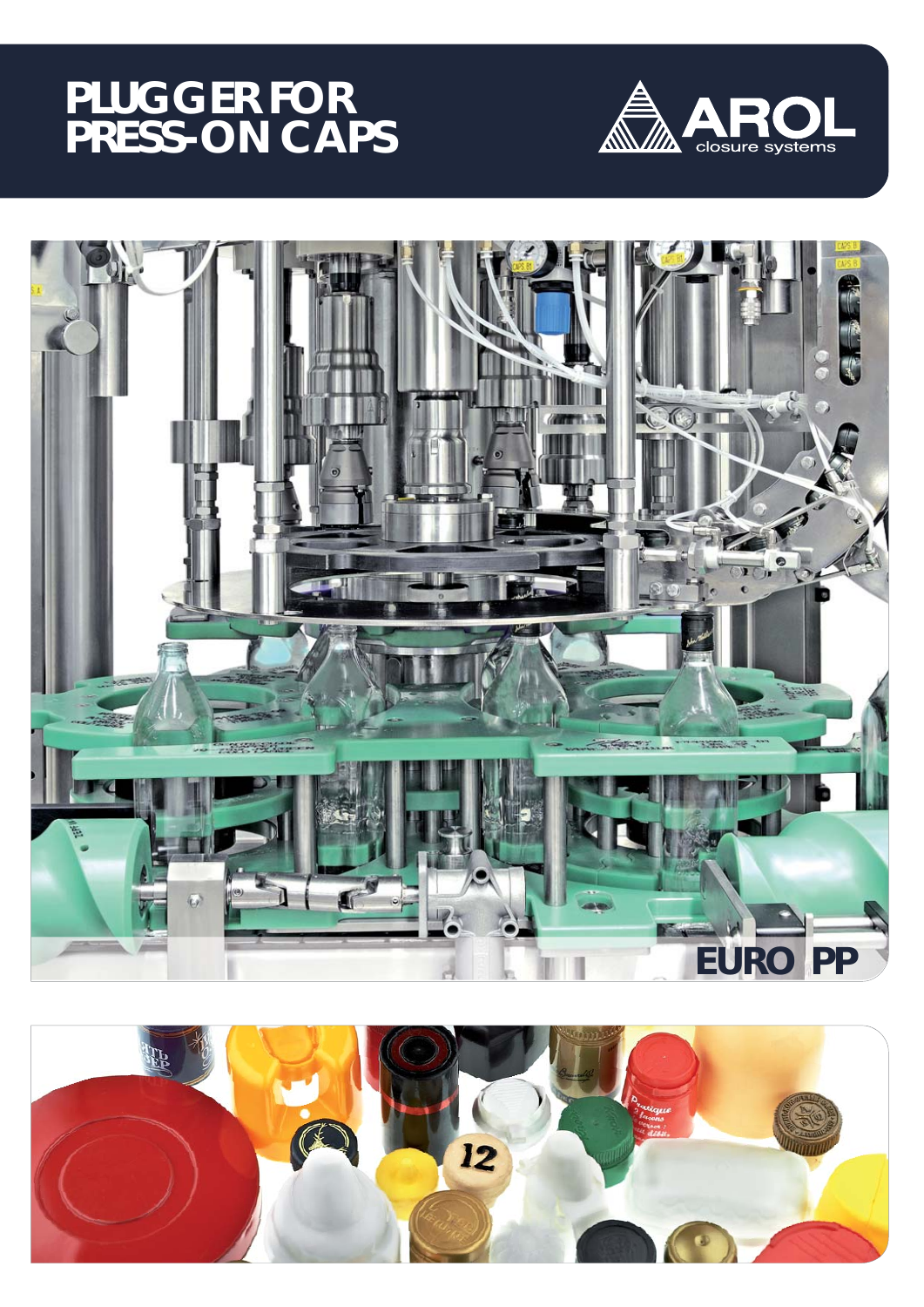# PLUGGER FOR PRESS-ON CAPS

AROL closure systems

EURO PP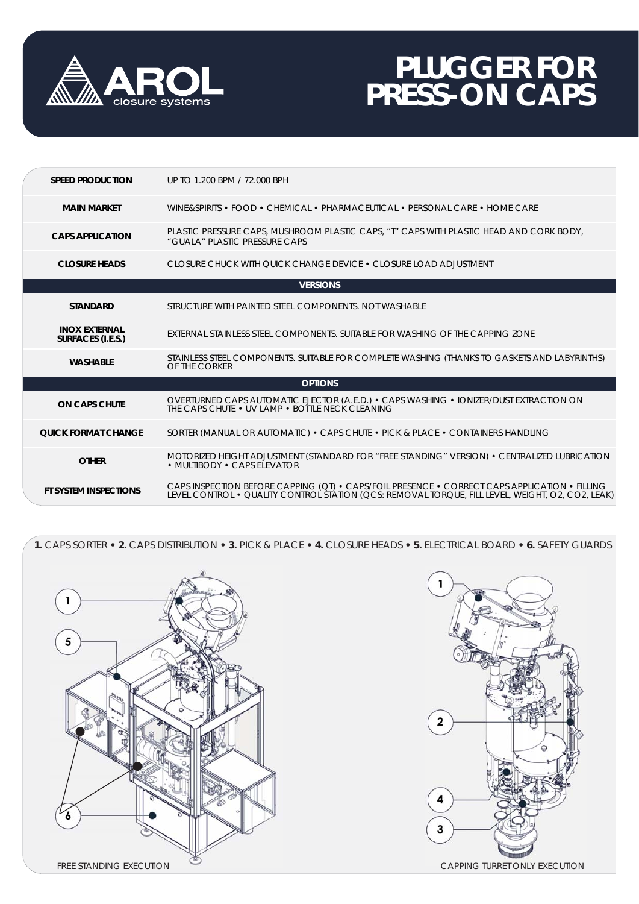# PLUGGER FOR PRESS-ON CAPS

| SPEED PRODUCTION | UP TO 1.200 BPM / 72.000 BPH |
|---|---|
| MAIN MARKET | WINE&SPIRITS • FOOD • CHEMICAL • PHARMACEUTICAL • PERSONAL CARE • HOME CARE |
| CAPS APPLICATION | PLASTIC PRESSURE CAPS, MUSHROOM PLASTIC CAPS, "T" CAPS WITH PLASTIC HEAD AND CORK BODY, "GUALA" PLASTIC PRESSURE CAPS |
| CLOSURE HEADS | CLOSURE CHUCK WITH QUICK CHANGE DEVICE • CLOSURE LOAD ADJUSTMENT |
| **VERSIONS** | |
| STANDARD | STRUCTURE WITH PAINTED STEEL COMPONENTS. NOT WASHABLE |
| INOX EXTERNAL SURFACES (I.E.S.) | EXTERNAL STAINLESS STEEL COMPONENTS. SUITABLE FOR WASHING OF THE CAPPING ZONE |
| WASHABLE | STAINLESS STEEL COMPONENTS. SUITABLE FOR COMPLETE WASHING (THANKS TO GASKETS AND LABYRINTHS) OF THE CORKER |
| **OPTIONS** | |
| ON CAPS CHUTE | OVERTURNED CAPS AUTOMATIC EJECTOR (A.E.D.) • CAPS WASHING • IONIZER/DUST EXTRACTION ON THE CAPS CHUTE • UV LAMP • BOTTLE NECK CLEANING |
| QUICK FORMAT CHANGE | SORTER (MANUAL OR AUTOMATIC) • CAPS CHUTE • PICK & PLACE • CONTAINERS HANDLING |
| OTHER | MOTORIZED HEIGHT ADJUSTMENT (STANDARD FOR "FREE STANDING" VERSION) • CENTRALIZED LUBRICATION • MULTIBODY • CAPS ELEVATOR |
| FT SYSTEM INSPECTIONS | CAPS INSPECTION BEFORE CAPPING (QT) • CAPS/FOIL PRESENCE • CORRECT CAPS APPLICATION • FILLING LEVEL CONTROL • QUALITY CONTROL STATION (QCS: REMOVAL TORQUE, FILL LEVEL, WEIGHT, O2, CO2, LEAK) |

**1.** CAPS SORTER • **2.** CAPS DISTRIBUTION • **3.** PICK & PLACE • **4.** CLOSURE HEADS • **5.** ELECTRICAL BOARD • **6.** SAFETY GUARDS

FREE STANDING EXECUTION

CAPPING TURRET ONLY EXECUTION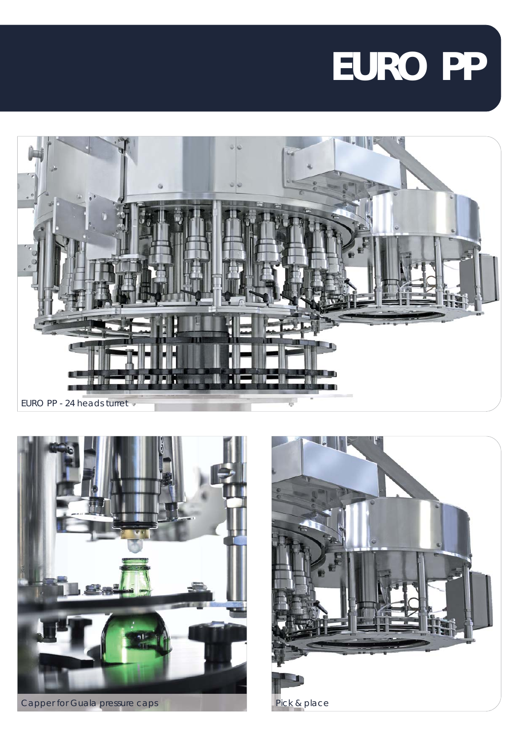# EURO PP

EURO PP - 24 heads turret

Capper for Guala pressure caps

Pick & place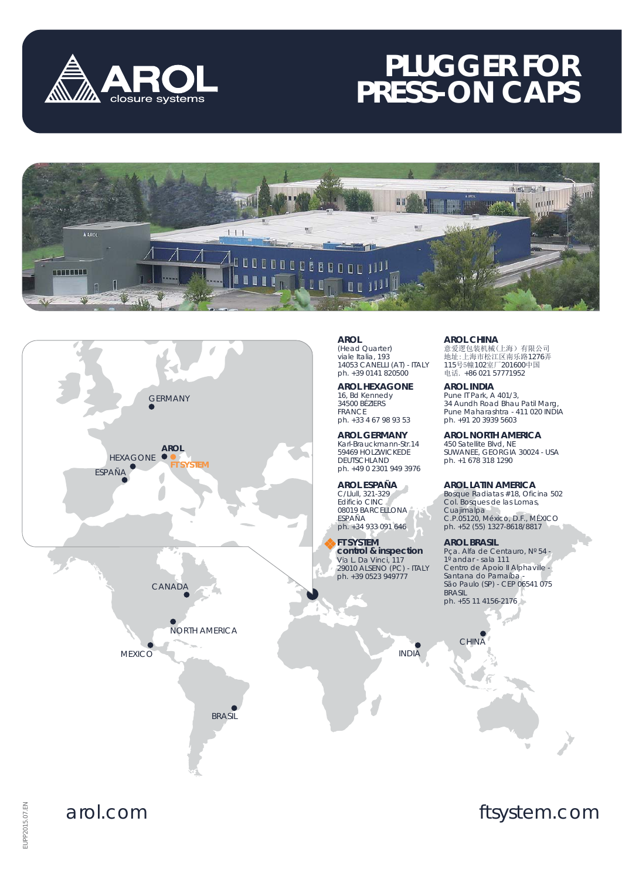# PLUGGER FOR PRESS-ON CAPS

AROL closure systems

**AROL**
(Head Quarter)
viale Italia, 193
14053 CANELLI (AT) - ITALY
ph. +39 0141 820500

**AROL HEXAGONE**
16, Bd Kennedy
34500 BÉZIERS
FRANCE
ph. +33 4 67 98 93 53

**AROL GERMANY**
Karl-Brauckmann-Str.14
59469 HOLZWICKEDE
DEUTSCHLAND
ph. +49 0 2301 949 3976

**AROL ESPAÑA**
C/Llull, 321-329
Edificio CINC
08019 BARCELLONA
ESPAÑA
ph. +34 933 091 646

**FT SYSTEM**
**control & inspection**
Via L. Da Vinci, 117
29010 ALSENO (PC) - ITALY
ph. +39 0523 949777

**AROL CHINA**
意爱迎包装机械(上海）有限公司
地址:上海市松江区南乐路1276弄
115号5幢102室厂201600中国
电话. +86 021 57771952

**AROL INDIA**
Pune IT Park, A 401/3,
34 Aundh Road Bhau Patil Marg,
Pune Maharashtra - 411 020 INDIA
ph. +91 20 3939 5603

**AROL NORTH AMERICA**
450 Satellite Blvd, NE
SUWANEE, GEORGIA 30024 - USA
ph. +1 678 318 1290

**AROL LATIN AMERICA**
Bosque Radiatas #18, Oficina 502
Col. Bosques de las Lomas,
Cuajimalpa
C.P.05120, México, D.F., MÉXICO
ph. +52 (55) 1327-8618/8817

**AROL BRASIL**
Pça. Alfa de Centauro, Nº 54 -
1º andar - sala 111
Centro de Apoio II Alphaville -
Santana do Parnaíba -
São Paulo (SP) - CEP 06541 075
BRASIL
ph. +55 11 4156-2176

GERMANY
AROL
HEXAGONE
FT SYSTEM
ESPAÑA
CANADA
NORTH AMERICA
MEXICO
BRASIL
INDIA
CHINA

arol.com

ftsystem.com

EUPP2015.07.EN